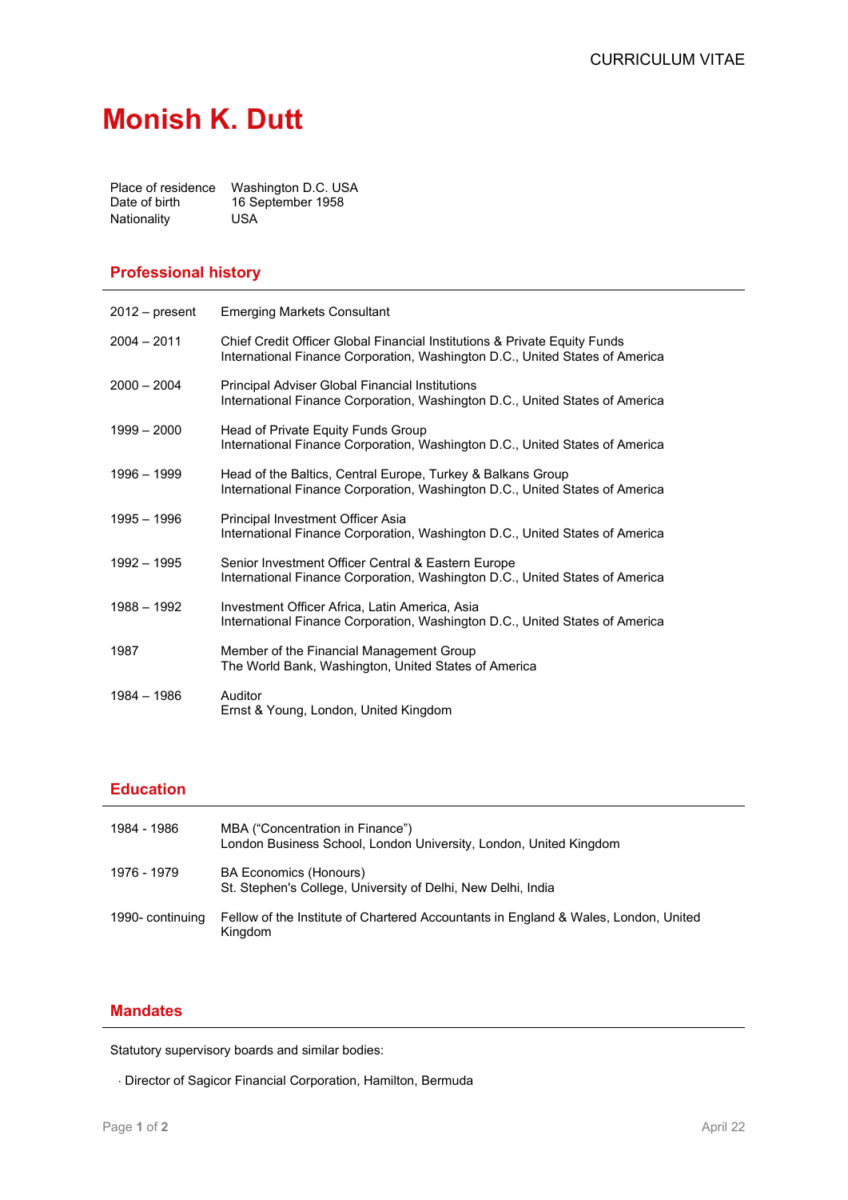CURRICULUM VITAE

# Monish K. Dutt

| | |
|---|---|
| Place of residence | Washington D.C. USA |
| Date of birth | 16 September 1958 |
| Nationality | USA |

## Professional history

| | |
|---|---|
| 2012 – present | Emerging Markets Consultant |
| 2004 – 2011 | Chief Credit Officer Global Financial Institutions & Private Equity Funds<br>International Finance Corporation, Washington D.C., United States of America |
| 2000 – 2004 | Principal Adviser Global Financial Institutions<br>International Finance Corporation, Washington D.C., United States of America |
| 1999 – 2000 | Head of Private Equity Funds Group<br>International Finance Corporation, Washington D.C., United States of America |
| 1996 – 1999 | Head of the Baltics, Central Europe, Turkey & Balkans Group<br>International Finance Corporation, Washington D.C., United States of America |
| 1995 – 1996 | Principal Investment Officer Asia<br>International Finance Corporation, Washington D.C., United States of America |
| 1992 – 1995 | Senior Investment Officer Central & Eastern Europe<br>International Finance Corporation, Washington D.C., United States of America |
| 1988 – 1992 | Investment Officer Africa, Latin America, Asia<br>International Finance Corporation, Washington D.C., United States of America |
| 1987 | Member of the Financial Management Group<br>The World Bank, Washington, United States of America |
| 1984 – 1986 | Auditor<br>Ernst & Young, London, United Kingdom |

## Education

| | |
|---|---|
| 1984 - 1986 | MBA ("Concentration in Finance")<br>London Business School, London University, London, United Kingdom |
| 1976 - 1979 | BA Economics (Honours)<br>St. Stephen's College, University of Delhi, New Delhi, India |
| 1990- continuing | Fellow of the Institute of Chartered Accountants in England & Wales, London, United Kingdom |

## Mandates

Statutory supervisory boards and similar bodies:

- Director of Sagicor Financial Corporation, Hamilton, Bermuda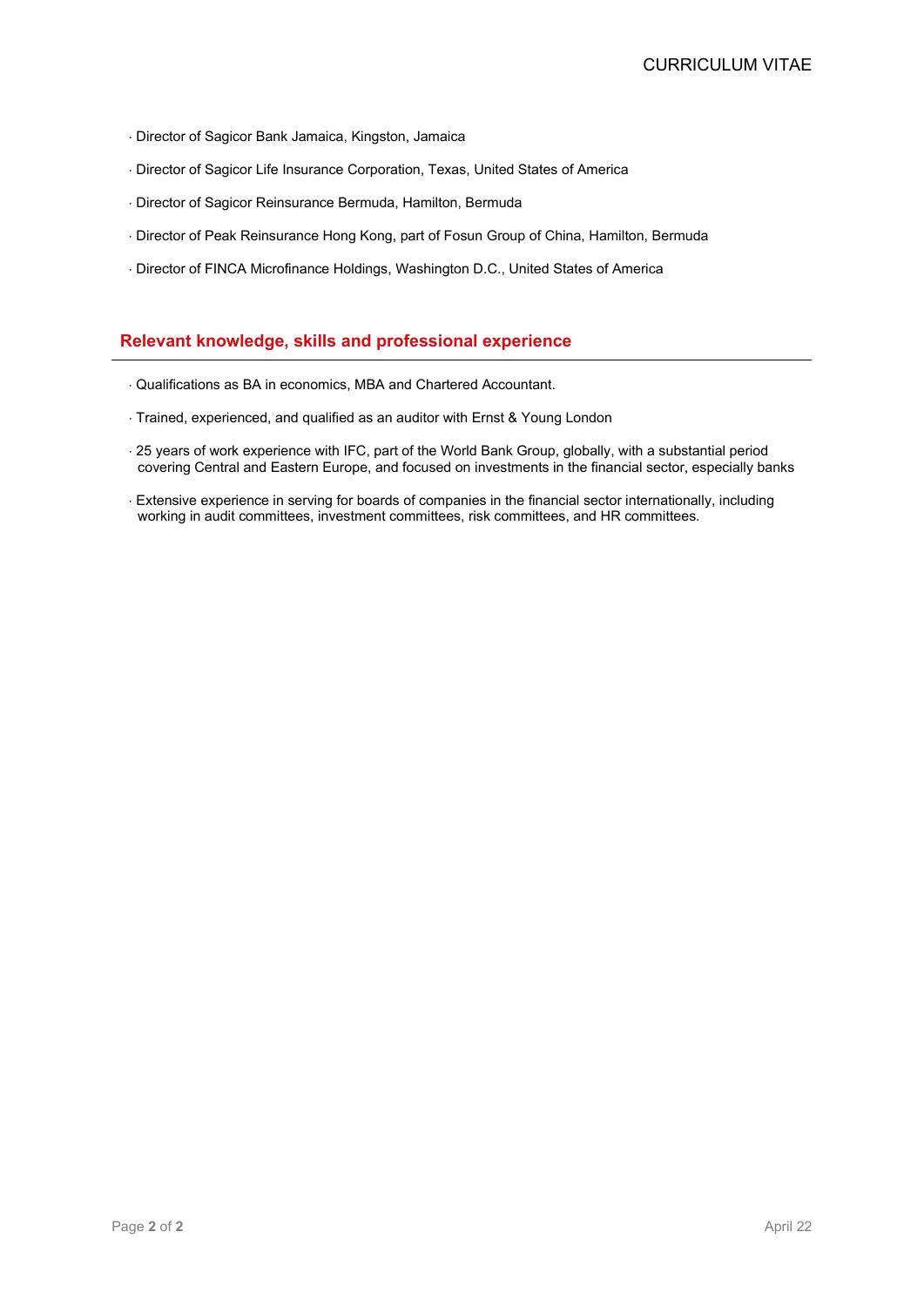- Director of Sagicor Bank Jamaica, Kingston, Jamaica
- Director of Sagicor Life Insurance Corporation, Texas, United States of America
- Director of Sagicor Reinsurance Bermuda, Hamilton, Bermuda
- Director of Peak Reinsurance Hong Kong, part of Fosun Group of China, Hamilton, Bermuda
- Director of FINCA Microfinance Holdings, Washington D.C., United States of America

## Relevant knowledge, skills and professional experience

- Qualifications as BA in economics, MBA and Chartered Accountant.
- Trained, experienced, and qualified as an auditor with Ernst & Young London
- 25 years of work experience with IFC, part of the World Bank Group, globally, with a substantial period covering Central and Eastern Europe, and focused on investments in the financial sector, especially banks
- Extensive experience in serving for boards of companies in the financial sector internationally, including working in audit committees, investment committees, risk committees, and HR committees.